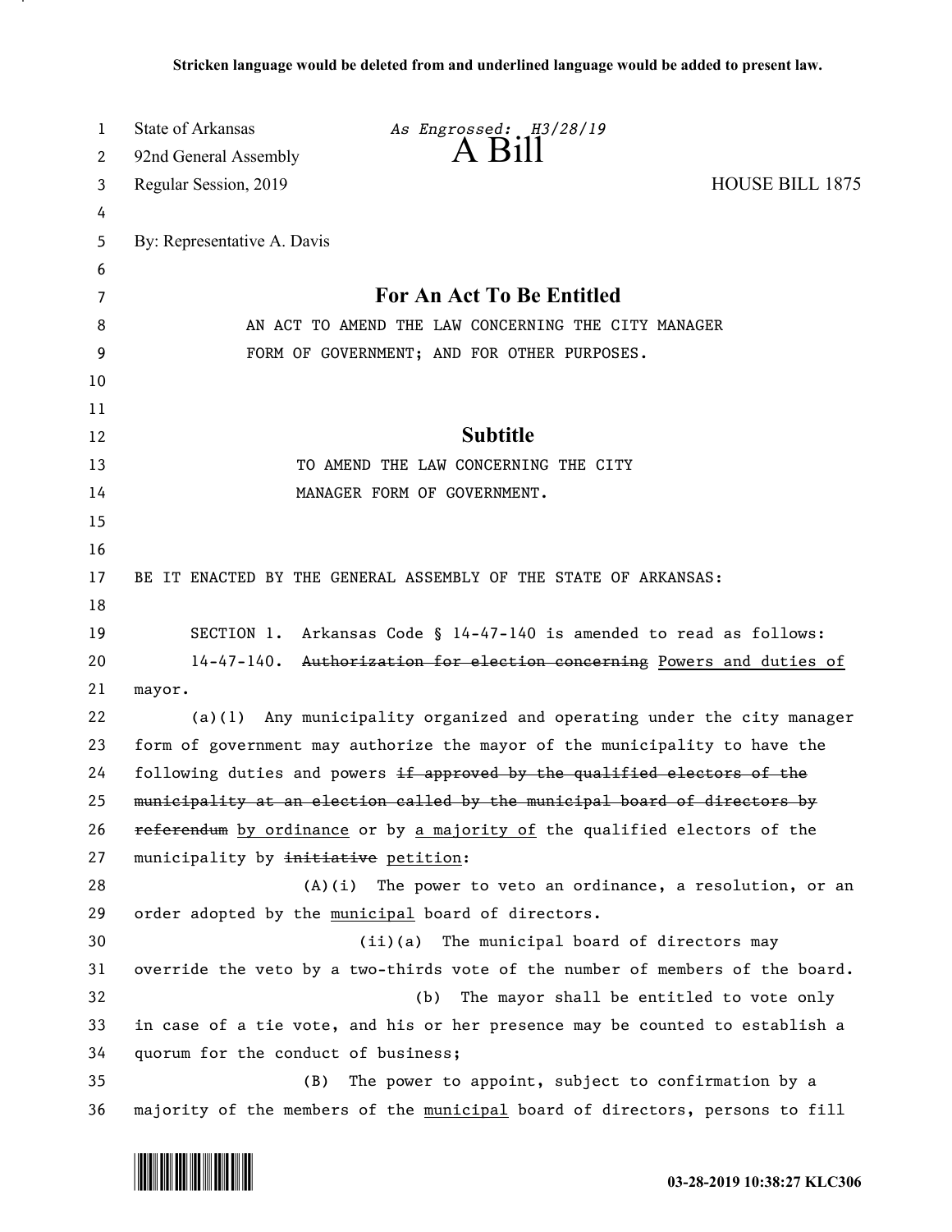Stricken language would be deleted from and underlined language would be added to present law.

State of Arkansas  *As Engrossed: H3/28/19*
92nd General Assembly
# A Bill
Regular Session, 2019  HOUSE BILL 1875

By: Representative A. Davis

## For An Act To Be Entitled

AN ACT TO AMEND THE LAW CONCERNING THE CITY MANAGER FORM OF GOVERNMENT; AND FOR OTHER PURPOSES.

## Subtitle

TO AMEND THE LAW CONCERNING THE CITY MANAGER FORM OF GOVERNMENT.

BE IT ENACTED BY THE GENERAL ASSEMBLY OF THE STATE OF ARKANSAS:

SECTION 1. Arkansas Code § 14-47-140 is amended to read as follows:

14-47-140. ~~Authorization for election concerning~~ <u>Powers and duties of</u> mayor.

(a)(1) Any municipality organized and operating under the city manager form of government may authorize the mayor of the municipality to have the following duties and powers ~~if approved by the qualified electors of the municipality at an election called by the municipal board of directors by referendum~~ <u>by ordinance</u> or by <u>a majority of</u> the qualified electors of the municipality by ~~initiative~~ <u>petition</u>:

(A)(i) The power to veto an ordinance, a resolution, or an order adopted by the <u>municipal</u> board of directors.

(ii)(a) The municipal board of directors may override the veto by a two-thirds vote of the number of members of the board.

(b) The mayor shall be entitled to vote only in case of a tie vote, and his or her presence may be counted to establish a quorum for the conduct of business;

(B) The power to appoint, subject to confirmation by a majority of the members of the <u>municipal</u> board of directors, persons to fill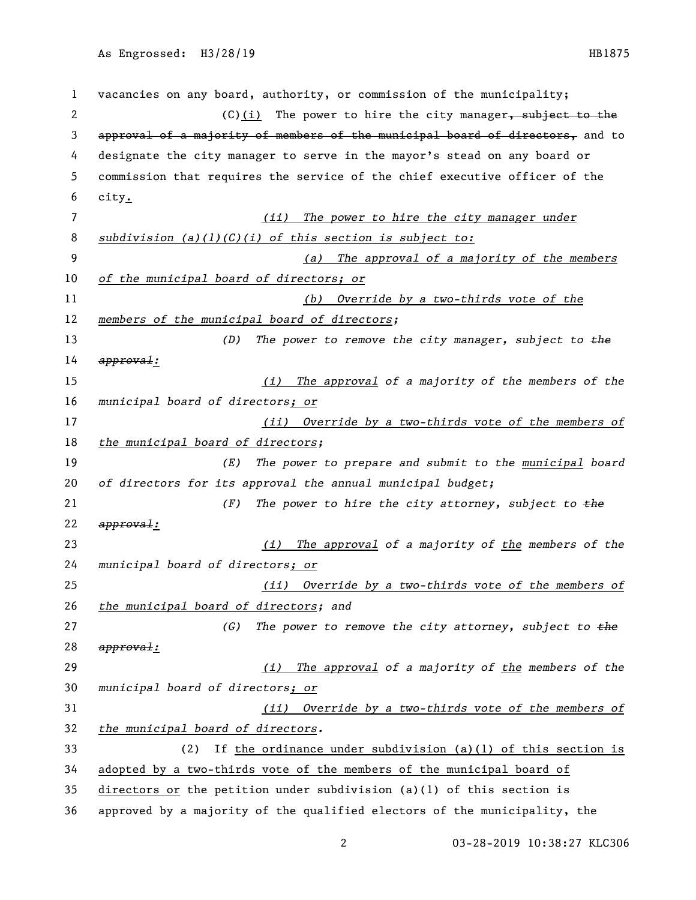vacancies on any board, authority, or commission of the municipality;

(C)(i) The power to hire the city manager~~, subject to the approval of a majority of members of the municipal board of directors,~~ and to designate the city manager to serve in the mayor's stead on any board or commission that requires the service of the chief executive officer of the city.

*(ii) The power to hire the city manager under subdivision (a)(1)(C)(i) of this section is subject to:*

*(a) The approval of a majority of the members of the municipal board of directors; or*

*(b) Override by a two-thirds vote of the members of the municipal board of directors;*

*(D) The power to remove the city manager, subject to ~~the approval~~:*

*(i) The approval of a majority of the members of the municipal board of directors; or*

*(ii) Override by a two-thirds vote of the members of the municipal board of directors;*

*(E) The power to prepare and submit to the municipal board of directors for its approval the annual municipal budget;*

*(F) The power to hire the city attorney, subject to ~~the approval~~:*

*(i) The approval of a majority of the members of the municipal board of directors; or*

*(ii) Override by a two-thirds vote of the members of the municipal board of directors; and*

*(G) The power to remove the city attorney, subject to ~~the approval~~:*

*(i) The approval of a majority of the members of the municipal board of directors; or*

*(ii) Override by a two-thirds vote of the members of the municipal board of directors.*

(2) If the ordinance under subdivision (a)(1) of this section is adopted by a two-thirds vote of the members of the municipal board of directors or the petition under subdivision (a)(1) of this section is approved by a majority of the qualified electors of the municipality, the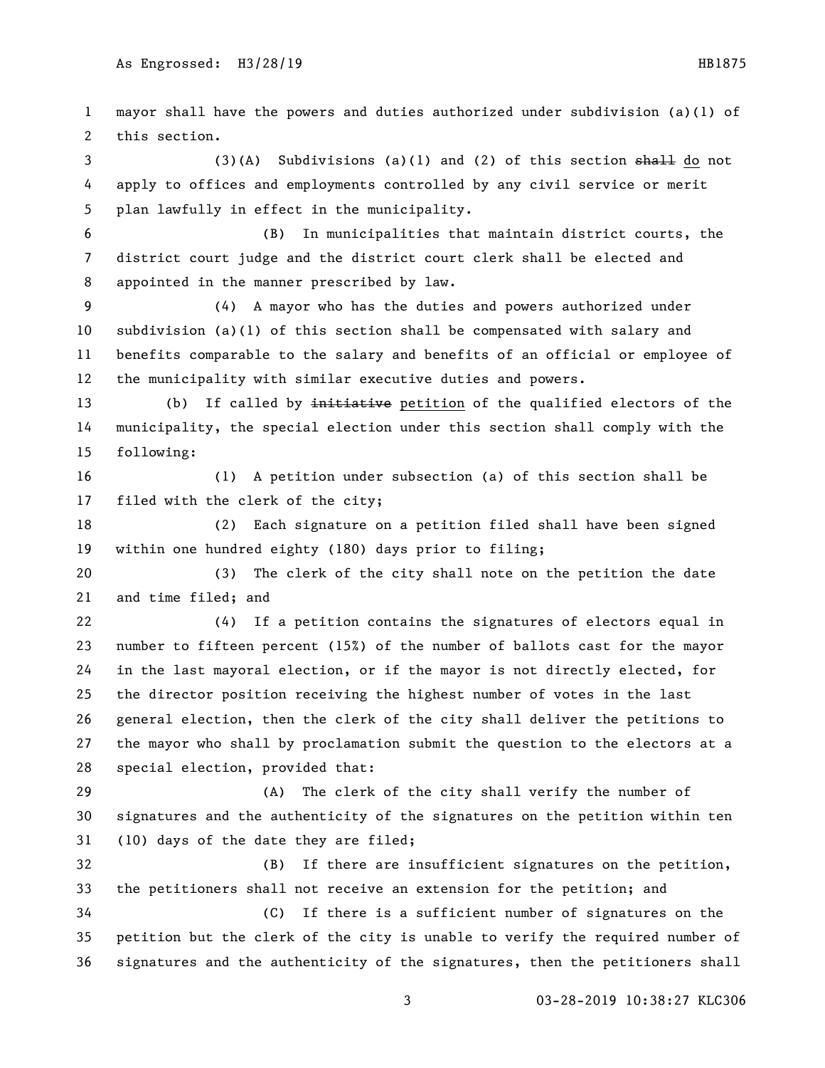mayor shall have the powers and duties authorized under subdivision (a)(1) of this section.

(3)(A) Subdivisions (a)(1) and (2) of this section ~~shall~~ do not apply to offices and employments controlled by any civil service or merit plan lawfully in effect in the municipality.

(B) In municipalities that maintain district courts, the district court judge and the district court clerk shall be elected and appointed in the manner prescribed by law.

(4) A mayor who has the duties and powers authorized under subdivision (a)(1) of this section shall be compensated with salary and benefits comparable to the salary and benefits of an official or employee of the municipality with similar executive duties and powers.

(b) If called by ~~initiative~~ petition of the qualified electors of the municipality, the special election under this section shall comply with the following:

(1) A petition under subsection (a) of this section shall be filed with the clerk of the city;

(2) Each signature on a petition filed shall have been signed within one hundred eighty (180) days prior to filing;

(3) The clerk of the city shall note on the petition the date and time filed; and

(4) If a petition contains the signatures of electors equal in number to fifteen percent (15%) of the number of ballots cast for the mayor in the last mayoral election, or if the mayor is not directly elected, for the director position receiving the highest number of votes in the last general election, then the clerk of the city shall deliver the petitions to the mayor who shall by proclamation submit the question to the electors at a special election, provided that:

(A) The clerk of the city shall verify the number of signatures and the authenticity of the signatures on the petition within ten (10) days of the date they are filed;

(B) If there are insufficient signatures on the petition, the petitioners shall not receive an extension for the petition; and

(C) If there is a sufficient number of signatures on the petition but the clerk of the city is unable to verify the required number of signatures and the authenticity of the signatures, then the petitioners shall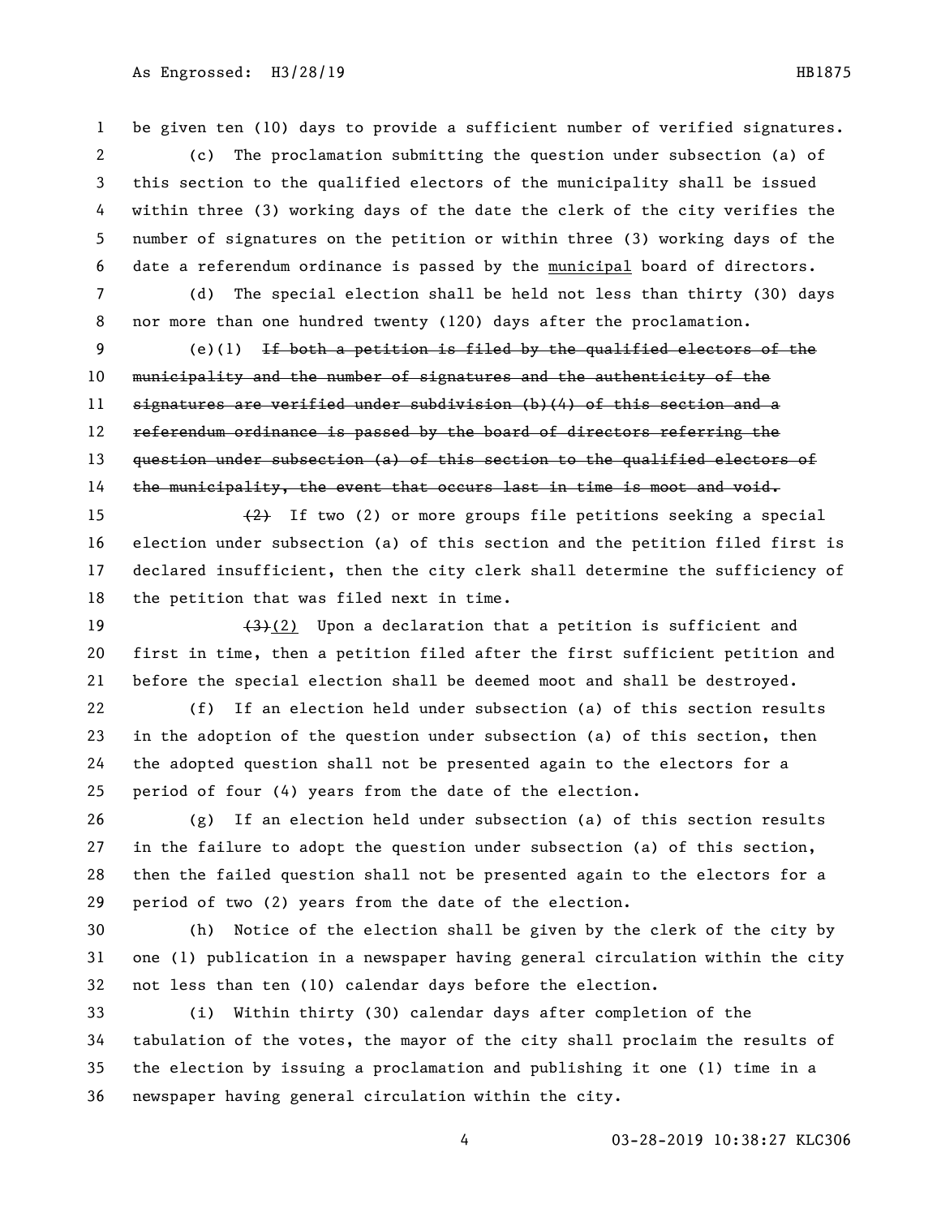be given ten (10) days to provide a sufficient number of verified signatures.

(c) The proclamation submitting the question under subsection (a) of this section to the qualified electors of the municipality shall be issued within three (3) working days of the date the clerk of the city verifies the number of signatures on the petition or within three (3) working days of the date a referendum ordinance is passed by the <u>municipal</u> board of directors.

(d) The special election shall be held not less than thirty (30) days nor more than one hundred twenty (120) days after the proclamation.

(e)(1) ~~If both a petition is filed by the qualified electors of the municipality and the number of signatures and the authenticity of the signatures are verified under subdivision (b)(4) of this section and a referendum ordinance is passed by the board of directors referring the question under subsection (a) of this section to the qualified electors of the municipality, the event that occurs last in time is moot and void.~~

~~(2)~~ If two (2) or more groups file petitions seeking a special election under subsection (a) of this section and the petition filed first is declared insufficient, then the city clerk shall determine the sufficiency of the petition that was filed next in time.

~~(3)~~<u>(2)</u> Upon a declaration that a petition is sufficient and first in time, then a petition filed after the first sufficient petition and before the special election shall be deemed moot and shall be destroyed.

(f) If an election held under subsection (a) of this section results in the adoption of the question under subsection (a) of this section, then the adopted question shall not be presented again to the electors for a period of four (4) years from the date of the election.

(g) If an election held under subsection (a) of this section results in the failure to adopt the question under subsection (a) of this section, then the failed question shall not be presented again to the electors for a period of two (2) years from the date of the election.

(h) Notice of the election shall be given by the clerk of the city by one (1) publication in a newspaper having general circulation within the city not less than ten (10) calendar days before the election.

(i) Within thirty (30) calendar days after completion of the tabulation of the votes, the mayor of the city shall proclaim the results of the election by issuing a proclamation and publishing it one (1) time in a newspaper having general circulation within the city.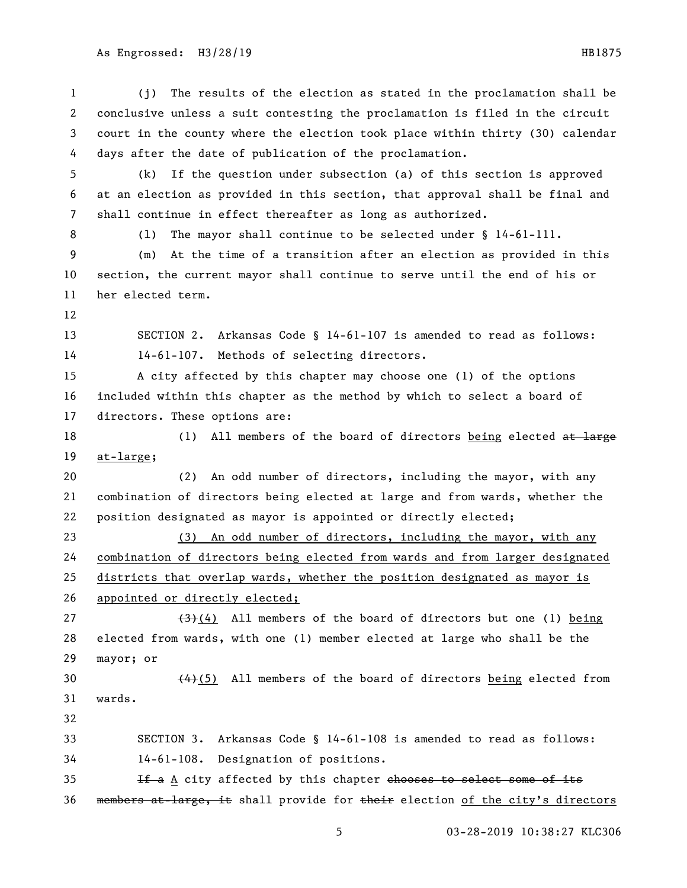(j) The results of the election as stated in the proclamation shall be conclusive unless a suit contesting the proclamation is filed in the circuit court in the county where the election took place within thirty (30) calendar days after the date of publication of the proclamation.

(k) If the question under subsection (a) of this section is approved at an election as provided in this section, that approval shall be final and shall continue in effect thereafter as long as authorized.

(l) The mayor shall continue to be selected under § 14-61-111.

(m) At the time of a transition after an election as provided in this section, the current mayor shall continue to serve until the end of his or her elected term.

SECTION 2. Arkansas Code § 14-61-107 is amended to read as follows:

14-61-107. Methods of selecting directors.

A city affected by this chapter may choose one (1) of the options included within this chapter as the method by which to select a board of directors. These options are:

(1) All members of the board of directors <u>being</u> elected ~~at large~~ <u>at-large</u>;

(2) An odd number of directors, including the mayor, with any combination of directors being elected at large and from wards, whether the position designated as mayor is appointed or directly elected;

<u>(3) An odd number of directors, including the mayor, with any combination of directors being elected from wards and from larger designated districts that overlap wards, whether the position designated as mayor is appointed or directly elected;</u>

~~(3)~~<u>(4)</u> All members of the board of directors but one (1) <u>being</u> elected from wards, with one (1) member elected at large who shall be the mayor; or

~~(4)~~<u>(5)</u> All members of the board of directors <u>being</u> elected from wards.

SECTION 3. Arkansas Code § 14-61-108 is amended to read as follows:

14-61-108. Designation of positions.

~~If a~~ <u>A</u> city affected by this chapter ~~chooses to select some of its members at-large, it~~ shall provide for ~~their~~ election <u>of the city's directors</u>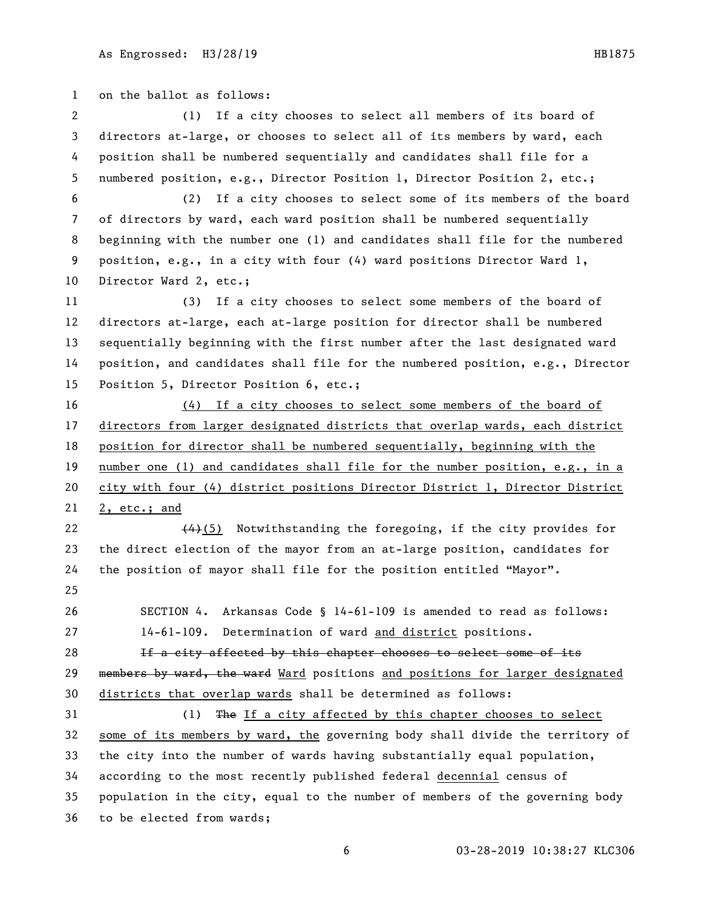on the ballot as follows:

(1) If a city chooses to select all members of its board of directors at-large, or chooses to select all of its members by ward, each position shall be numbered sequentially and candidates shall file for a numbered position, e.g., Director Position 1, Director Position 2, etc.;

(2) If a city chooses to select some of its members of the board of directors by ward, each ward position shall be numbered sequentially beginning with the number one (1) and candidates shall file for the numbered position, e.g., in a city with four (4) ward positions Director Ward 1, Director Ward 2, etc.;

(3) If a city chooses to select some members of the board of directors at-large, each at-large position for director shall be numbered sequentially beginning with the first number after the last designated ward position, and candidates shall file for the numbered position, e.g., Director Position 5, Director Position 6, etc.;

<u>(4) If a city chooses to select some members of the board of directors from larger designated districts that overlap wards, each district position for director shall be numbered sequentially, beginning with the number one (1) and candidates shall file for the number position, e.g., in a city with four (4) district positions Director District 1, Director District 2, etc.; and</u>

~~(4)~~<u>(5)</u> Notwithstanding the foregoing, if the city provides for the direct election of the mayor from an at-large position, candidates for the position of mayor shall file for the position entitled "Mayor".

SECTION 4. Arkansas Code § 14-61-109 is amended to read as follows:

14-61-109. Determination of ward <u>and district</u> positions.

~~If a city affected by this chapter chooses to select some of its members by ward, the ward~~ <u>Ward</u> positions <u>and positions for larger designated districts that overlap wards</u> shall be determined as follows:

(1) ~~The~~ <u>If a city affected by this chapter chooses to select some of its members by ward, the</u> governing body shall divide the territory of the city into the number of wards having substantially equal population, according to the most recently published federal <u>decennial</u> census of population in the city, equal to the number of members of the governing body to be elected from wards;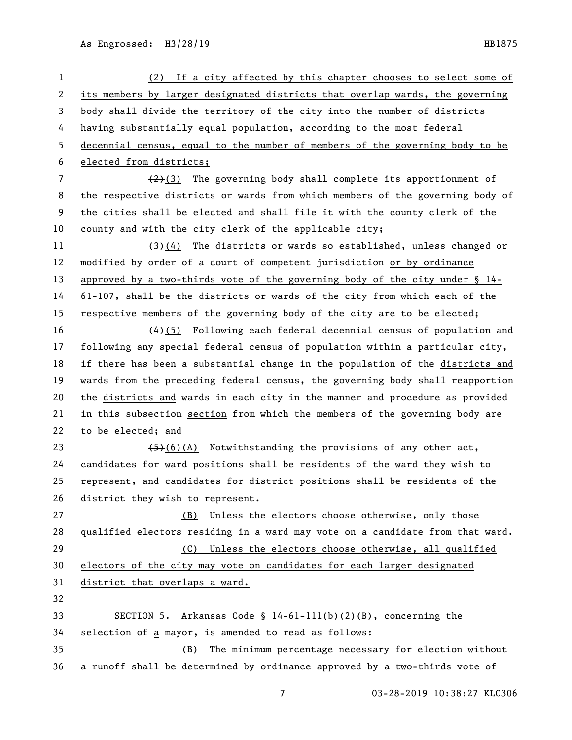(2) If a city affected by this chapter chooses to select some of its members by larger designated districts that overlap wards, the governing body shall divide the territory of the city into the number of districts having substantially equal population, according to the most federal decennial census, equal to the number of members of the governing body to be elected from districts;

~~(2)~~(3) The governing body shall complete its apportionment of the respective districts or wards from which members of the governing body of the cities shall be elected and shall file it with the county clerk of the county and with the city clerk of the applicable city;

~~(3)~~(4) The districts or wards so established, unless changed or modified by order of a court of competent jurisdiction or by ordinance approved by a two-thirds vote of the governing body of the city under § 14-61-107, shall be the districts or wards of the city from which each of the respective members of the governing body of the city are to be elected;

~~(4)~~(5) Following each federal decennial census of population and following any special federal census of population within a particular city, if there has been a substantial change in the population of the districts and wards from the preceding federal census, the governing body shall reapportion the districts and wards in each city in the manner and procedure as provided in this ~~subsection~~ section from which the members of the governing body are to be elected; and

~~(5)~~(6)(A) Notwithstanding the provisions of any other act, candidates for ward positions shall be residents of the ward they wish to represent, and candidates for district positions shall be residents of the district they wish to represent.

(B) Unless the electors choose otherwise, only those qualified electors residing in a ward may vote on a candidate from that ward.

(C) Unless the electors choose otherwise, all qualified electors of the city may vote on candidates for each larger designated district that overlaps a ward.

SECTION 5. Arkansas Code § 14-61-111(b)(2)(B), concerning the selection of a mayor, is amended to read as follows:

(B) The minimum percentage necessary for election without a runoff shall be determined by ordinance approved by a two-thirds vote of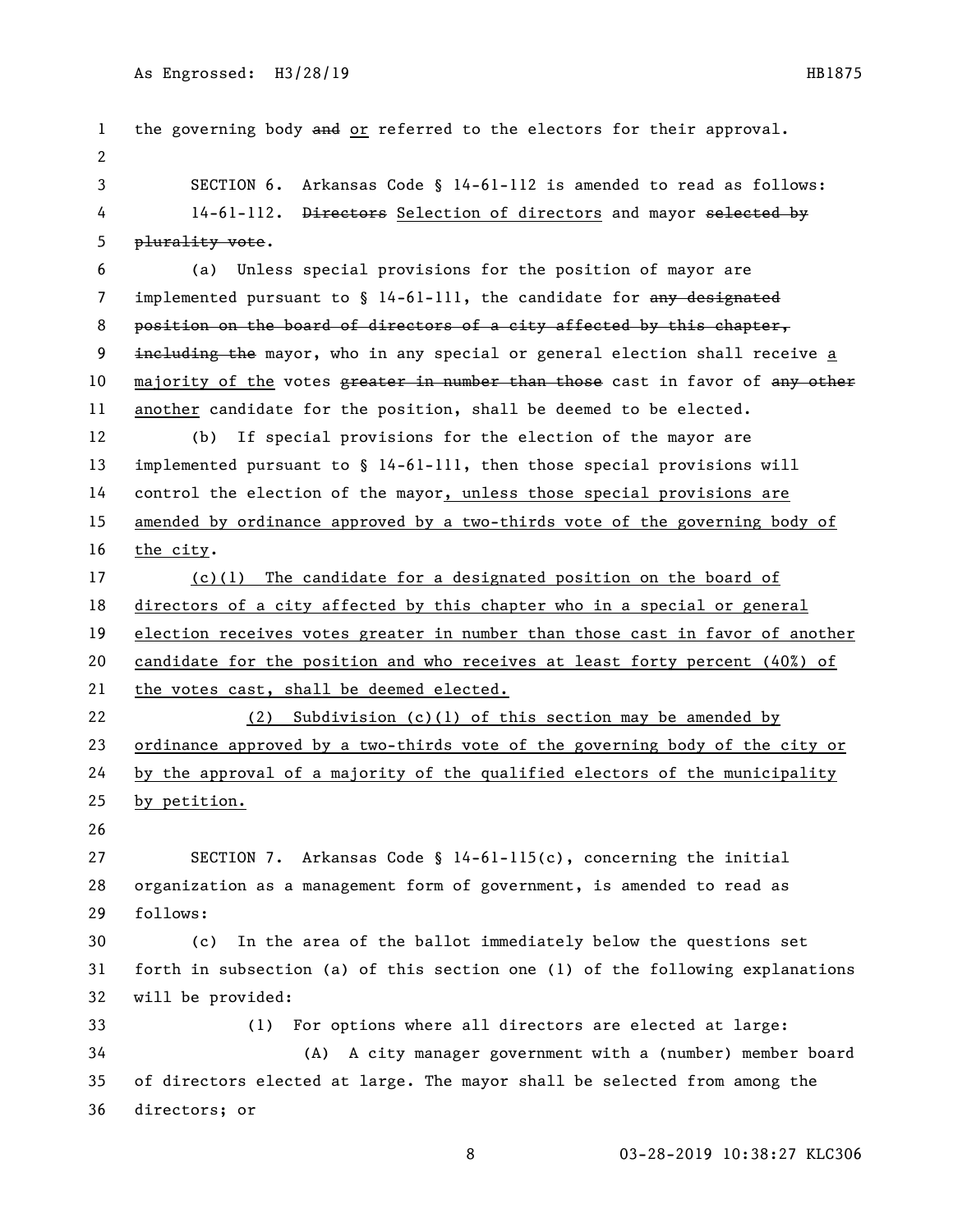the governing body ~~and~~ <u>or</u> referred to the electors for their approval.

SECTION 6. Arkansas Code § 14-61-112 is amended to read as follows:

14-61-112. ~~Directors~~ <u>Selection of directors</u> and mayor ~~selected by plurality vote~~.

(a) Unless special provisions for the position of mayor are implemented pursuant to § 14-61-111, the candidate for ~~any designated position on the board of directors of a city affected by this chapter, including the~~ mayor, who in any special or general election shall receive <u>a majority of the</u> votes ~~greater in number than those~~ cast in favor of ~~any other~~ <u>another</u> candidate for the position, shall be deemed to be elected.

(b) If special provisions for the election of the mayor are implemented pursuant to § 14-61-111, then those special provisions will control the election of the mayor<u>, unless those special provisions are amended by ordinance approved by a two-thirds vote of the governing body of the city</u>.

<u>(c)(1) The candidate for a designated position on the board of directors of a city affected by this chapter who in a special or general election receives votes greater in number than those cast in favor of another candidate for the position and who receives at least forty percent (40%) of the votes cast, shall be deemed elected.</u>

<u>(2) Subdivision (c)(1) of this section may be amended by ordinance approved by a two-thirds vote of the governing body of the city or by the approval of a majority of the qualified electors of the municipality by petition.</u>

SECTION 7. Arkansas Code § 14-61-115(c), concerning the initial organization as a management form of government, is amended to read as follows:

(c) In the area of the ballot immediately below the questions set forth in subsection (a) of this section one (1) of the following explanations will be provided:

(1) For options where all directors are elected at large:

(A) A city manager government with a (number) member board of directors elected at large. The mayor shall be selected from among the directors; or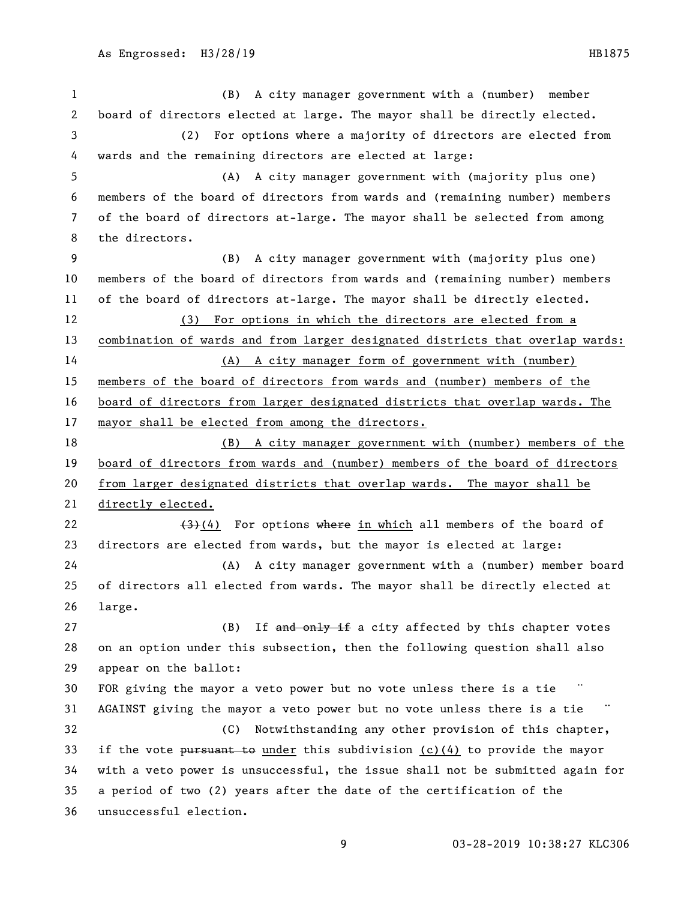(B) A city manager government with a (number) member board of directors elected at large. The mayor shall be directly elected.

(2) For options where a majority of directors are elected from wards and the remaining directors are elected at large:

(A) A city manager government with (majority plus one) members of the board of directors from wards and (remaining number) members of the board of directors at-large. The mayor shall be selected from among the directors.

(B) A city manager government with (majority plus one) members of the board of directors from wards and (remaining number) members of the board of directors at-large. The mayor shall be directly elected.

<u>(3) For options in which the directors are elected from a combination of wards and from larger designated districts that overlap wards:</u>

<u>(A) A city manager form of government with (number) members of the board of directors from wards and (number) members of the board of directors from larger designated districts that overlap wards. The mayor shall be elected from among the directors.</u>

<u>(B) A city manager government with (number) members of the board of directors from wards and (number) members of the board of directors from larger designated districts that overlap wards. The mayor shall be directly elected.</u>

~~(3)~~<u>(4)</u> For options ~~where~~ <u>in which</u> all members of the board of directors are elected from wards, but the mayor is elected at large:

(A) A city manager government with a (number) member board of directors all elected from wards. The mayor shall be directly elected at large.

(B) If ~~and only if~~ a city affected by this chapter votes on an option under this subsection, then the following question shall also appear on the ballot:

FOR giving the mayor a veto power but no vote unless there is a tie ¨

AGAINST giving the mayor a veto power but no vote unless there is a tie ¨

(C) Notwithstanding any other provision of this chapter, if the vote ~~pursuant to~~ <u>under</u> this subdivision <u>(c)(4)</u> to provide the mayor with a veto power is unsuccessful, the issue shall not be submitted again for a period of two (2) years after the date of the certification of the unsuccessful election.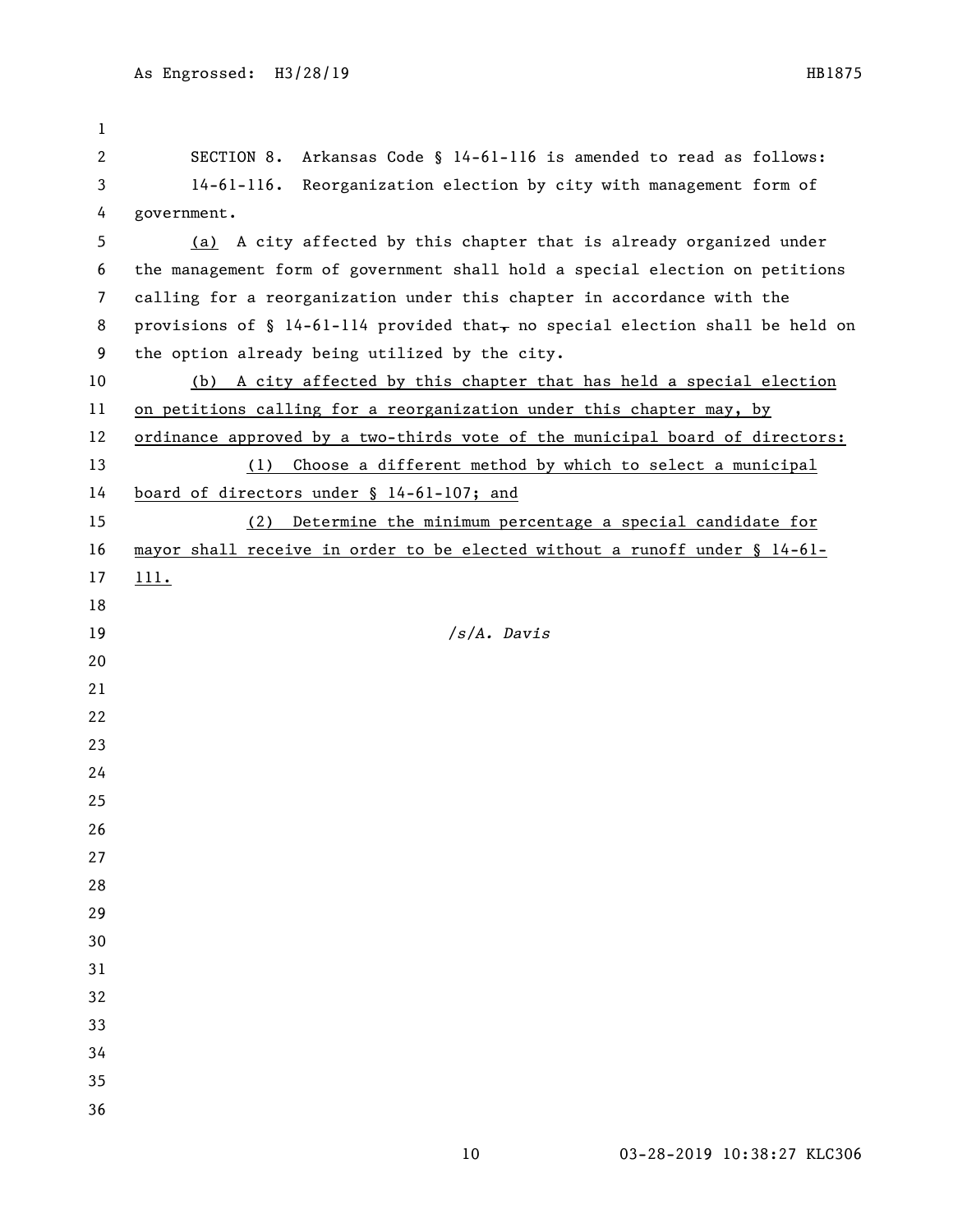SECTION 8. Arkansas Code § 14-61-116 is amended to read as follows:

14-61-116. Reorganization election by city with management form of government.

(a) A city affected by this chapter that is already organized under the management form of government shall hold a special election on petitions calling for a reorganization under this chapter in accordance with the provisions of § 14-61-114 provided that, no special election shall be held on the option already being utilized by the city.

(b) A city affected by this chapter that has held a special election on petitions calling for a reorganization under this chapter may, by ordinance approved by a two-thirds vote of the municipal board of directors:

(1) Choose a different method by which to select a municipal board of directors under § 14-61-107; and

(2) Determine the minimum percentage a special candidate for mayor shall receive in order to be elected without a runoff under § 14-61-111.

*/s/A. Davis*